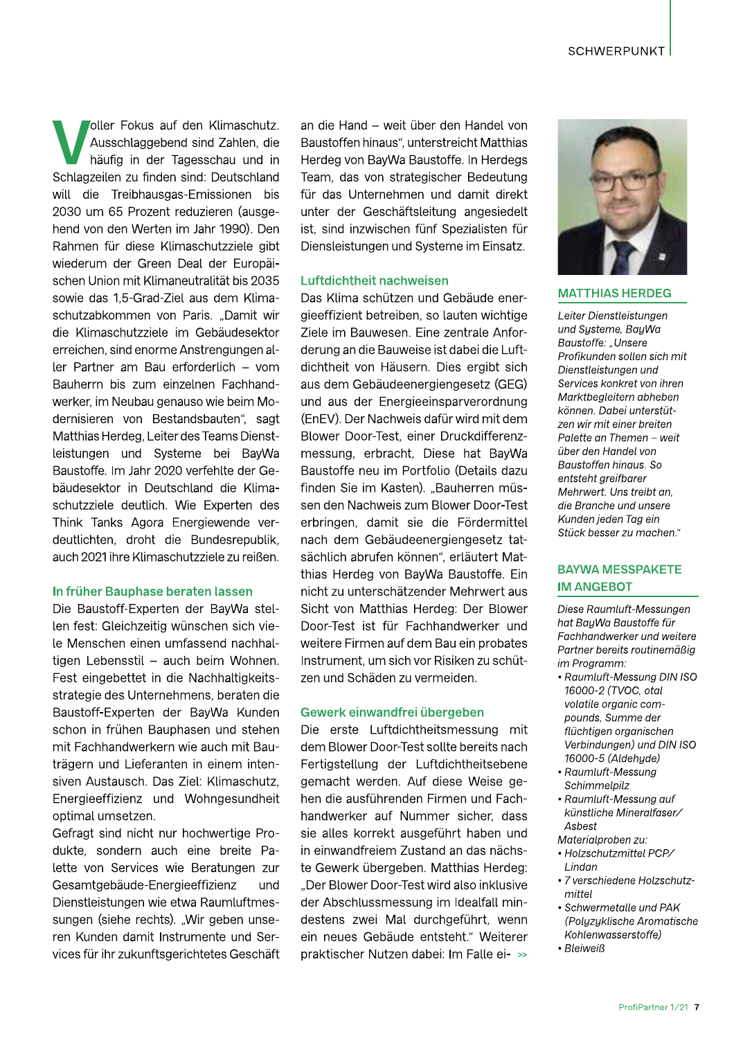Voller Fokus auf den Klimaschutz. Ausschlaggebend sind Zahlen, die häufig in der Tagesschau und in Schlagzeilen zu finden sind: Deutschland will die Treibhausgas-Emissionen bis 2030 um 65 Prozent reduzieren (ausgehend von den Werten im Jahr 1990). Den Rahmen für diese Klimaschutzziele gibt wiederum der Green Deal der Europäischen Union mit Klimaneutralität bis 2035 sowie das 1,5-Grad-Ziel aus dem Klimaschutzabkommen von Paris. „Damit wir die Klimaschutzziele im Gebäudesektor erreichen, sind enorme Anstrengungen aller Partner am Bau erforderlich – vom Bauherrn bis zum einzelnen Fachhandwerker, im Neubau genauso wie beim Modernisieren von Bestandsbauten", sagt Matthias Herdeg, Leiter des Teams Dienstleistungen und Systeme bei BayWa Baustoffe. Im Jahr 2020 verfehlte der Gebäudesektor in Deutschland die Klimaschutzziele deutlich. Wie Experten des Think Tanks Agora Energiewende verdeutlichten, droht die Bundesrepublik, auch 2021 ihre Klimaschutzziele zu reißen.

## In früher Bauphase beraten lassen

Die Baustoff-Experten der BayWa stellen fest: Gleichzeitig wünschen sich viele Menschen einen umfassend nachhaltigen Lebensstil – auch beim Wohnen. Fest eingebettet in die Nachhaltigkeitsstrategie des Unternehmens, beraten die Baustoff-Experten der BayWa Kunden schon in frühen Bauphasen und stehen mit Fachhandwerkern wie auch mit Bauträgern und Lieferanten in einem intensiven Austausch. Das Ziel: Klimaschutz, Energieeffizienz und Wohngesundheit optimal umsetzen.

Gefragt sind nicht nur hochwertige Produkte, sondern auch eine breite Palette von Services wie Beratungen zur Gesamtgebäude-Energieeffizienz und Dienstleistungen wie etwa Raumluftmessungen (siehe rechts). „Wir geben unseren Kunden damit Instrumente und Services für ihr zukunftsgerichtetes Geschäft an die Hand – weit über den Handel von Baustoffen hinaus", unterstreicht Matthias Herdeg von BayWa Baustoffe. In Herdegs Team, das von strategischer Bedeutung für das Unternehmen und damit direkt unter der Geschäftsleitung angesiedelt ist, sind inzwischen fünf Spezialisten für Diensleistungen und Systeme im Einsatz.

## Luftdichtheit nachweisen

Das Klima schützen und Gebäude energieeffizient betreiben, so lauten wichtige Ziele im Bauwesen. Eine zentrale Anforderung an die Bauweise ist dabei die Luftdichtheit von Häusern. Dies ergibt sich aus dem Gebäudeenergiegesetz (GEG) und aus der Energieeinsparverordnung (EnEV). Der Nachweis dafür wird mit dem Blower Door-Test, einer Druckdifferenzmessung, erbracht, Diese hat BayWa Baustoffe neu im Portfolio (Details dazu finden Sie im Kasten). „Bauherren müssen den Nachweis zum Blower Door-Test erbringen, damit sie die Fördermittel nach dem Gebäudeenergiegesetz tatsächlich abrufen können", erläutert Matthias Herdeg von BayWa Baustoffe. Ein nicht zu unterschätzender Mehrwert aus Sicht von Matthias Herdeg: Der Blower Door-Test ist für Fachhandwerker und weitere Firmen auf dem Bau ein probates Instrument, um sich vor Risiken zu schützen und Schäden zu vermeiden.

## Gewerk einwandfrei übergeben

Die erste Luftdichtheitsmessung mit dem Blower Door-Test sollte bereits nach Fertigstellung der Luftdichtheitsebene gemacht werden. Auf diese Weise gehen die ausführenden Firmen und Fachhandwerker auf Nummer sicher, dass sie alles korrekt ausgeführt haben und in einwandfreiem Zustand an das nächste Gewerk übergeben. Matthias Herdeg: „Der Blower Door-Test wird also inklusive der Abschlussmessung im Idealfall mindestens zwei Mal durchgeführt, wenn ein neues Gebäude entsteht." Weiterer praktischer Nutzen dabei: Im Falle ei- >>

### MATTHIAS HERDEG

*Leiter Dienstleistungen und Systeme, BayWa Baustoffe: „Unsere Profikunden sollen sich mit Dienstleistungen und Services konkret von ihren Marktbegleitern abheben können. Dabei unterstützen wir mit einer breiten Palette an Themen – weit über den Handel von Baustoffen hinaus. So entsteht greifbarer Mehrwert. Uns treibt an, die Branche und unsere Kunden jeden Tag ein Stück besser zu machen."*

### BAYWA MESSPAKETE IM ANGEBOT

*Diese Raumluft-Messungen hat BayWa Baustoffe für Fachhandwerker und weitere Partner bereits routinemäßig im Programm:*

- *Raumluft-Messung DIN ISO 16000-2 (TVOC, otal volatile organic compounds, Summe der flüchtigen organischen Verbindungen) und DIN ISO 16000-5 (Aldehyde)*
- *Raumluft-Messung Schimmelpilz*
- *Raumluft-Messung auf künstliche Mineralfaser/Asbest*

*Materialproben zu:*

- *Holzschutzmittel PCP/Lindan*
- *7 verschiedene Holzschutzmittel*
- *Schwermetalle und PAK (Polyzyklische Aromatische Kohlenwasserstoffe)*
- *Bleiweiß*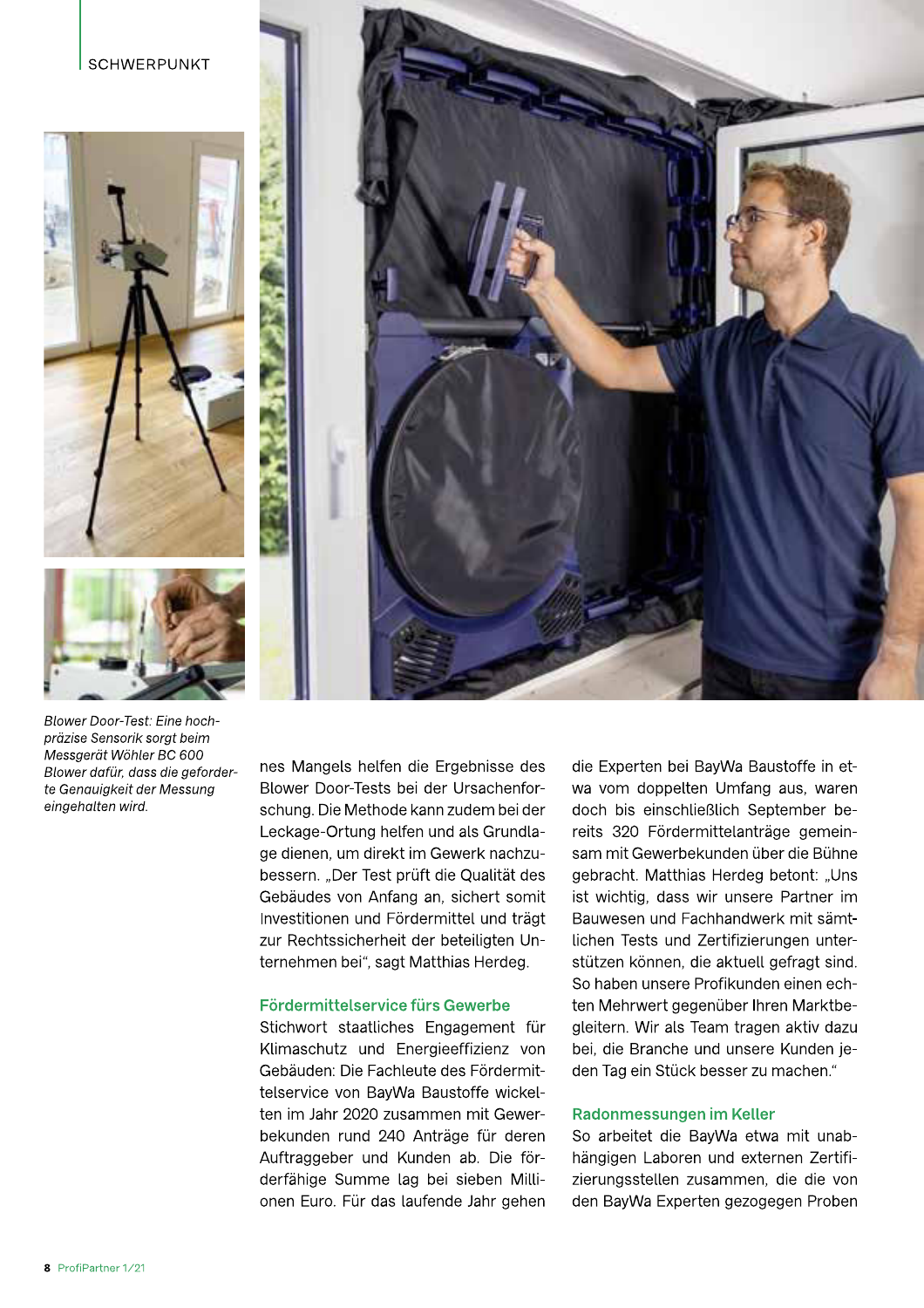*Blower Door-Test: Eine hochpräzise Sensorik sorgt beim Messgerät Wöhler BC 600 Blower dafür, dass die geforderte Genauigkeit der Messung eingehalten wird.*

nes Mangels helfen die Ergebnisse des Blower Door-Tests bei der Ursachenforschung. Die Methode kann zudem bei der Leckage-Ortung helfen und als Grundlage dienen, um direkt im Gewerk nachzubessern. „Der Test prüft die Qualität des Gebäudes von Anfang an, sichert somit Investitionen und Fördermittel und trägt zur Rechtssicherheit der beteiligten Unternehmen bei", sagt Matthias Herdeg.

## Fördermittelservice fürs Gewerbe

Stichwort staatliches Engagement für Klimaschutz und Energieeffizienz von Gebäuden: Die Fachleute des Fördermittelservice von BayWa Baustoffe wickelten im Jahr 2020 zusammen mit Gewerbekunden rund 240 Anträge für deren Auftraggeber und Kunden ab. Die förderfähige Summe lag bei sieben Millionen Euro. Für das laufende Jahr gehen die Experten bei BayWa Baustoffe in etwa vom doppelten Umfang aus, waren doch bis einschließlich September bereits 320 Fördermittelanträge gemeinsam mit Gewerbekunden über die Bühne gebracht. Matthias Herdeg betont: „Uns ist wichtig, dass wir unsere Partner im Bauwesen und Fachhandwerk mit sämtlichen Tests und Zertifizierungen unterstützen können, die aktuell gefragt sind. So haben unsere Profikunden einen echten Mehrwert gegenüber Ihren Marktbegleitern. Wir als Team tragen aktiv dazu bei, die Branche und unsere Kunden jeden Tag ein Stück besser zu machen."

## Radonmessungen im Keller

So arbeitet die BayWa etwa mit unabhängigen Laboren und externen Zertifizierungsstellen zusammen, die die von den BayWa Experten gezogegen Proben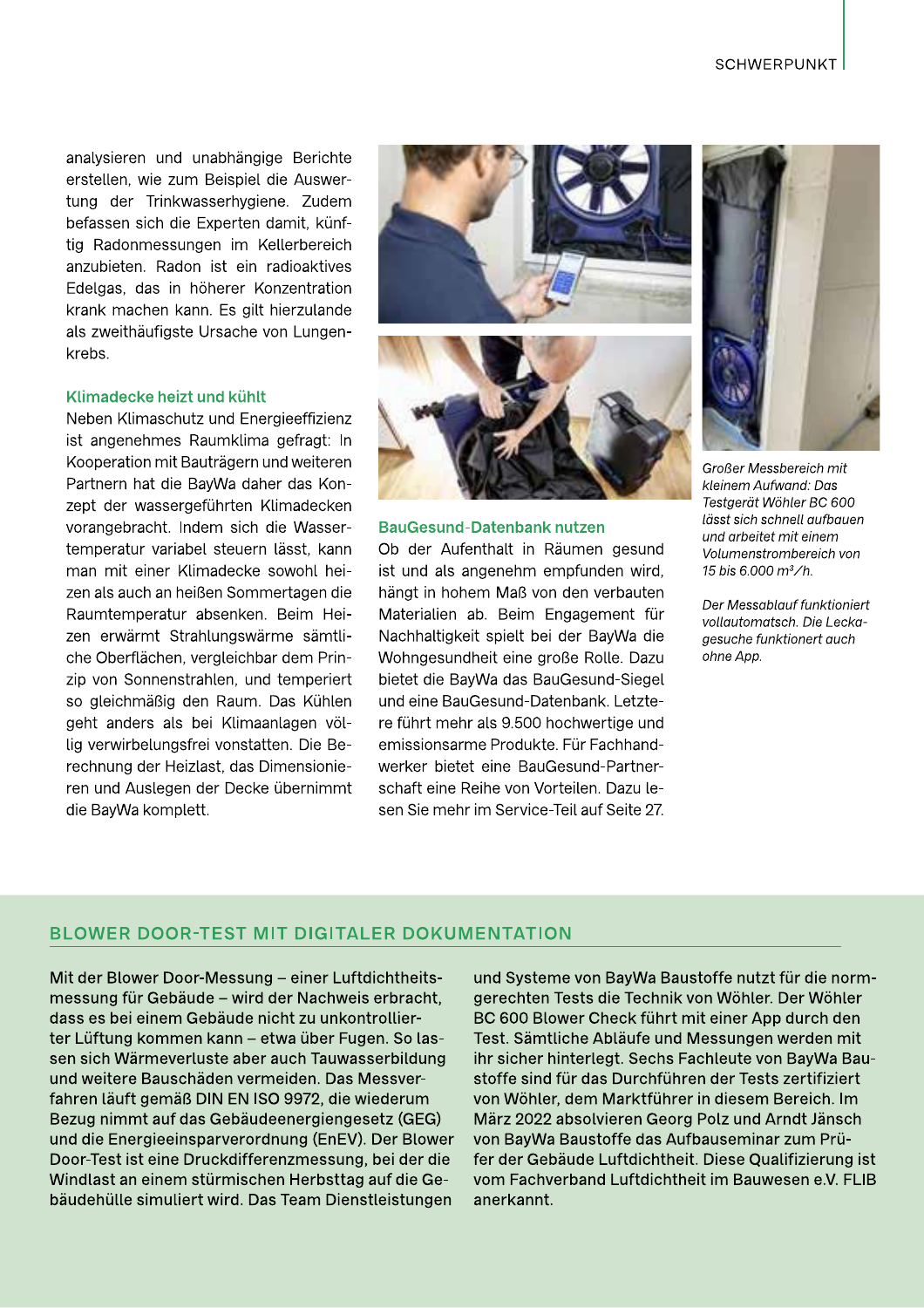analysieren und unabhängige Berichte erstellen, wie zum Beispiel die Auswertung der Trinkwasserhygiene. Zudem befassen sich die Experten damit, künftig Radonmessungen im Kellerbereich anzubieten. Radon ist ein radioaktives Edelgas, das in höherer Konzentration krank machen kann. Es gilt hierzulande als zweithäufigste Ursache von Lungenkrebs.

### Klimadecke heizt und kühlt

Neben Klimaschutz und Energieeffizienz ist angenehmes Raumklima gefragt: In Kooperation mit Bauträgern und weiteren Partnern hat die BayWa daher das Konzept der wassergeführten Klimadecken vorangebracht. Indem sich die Wassertemperatur variabel steuern lässt, kann man mit einer Klimadecke sowohl heizen als auch an heißen Sommertagen die Raumtemperatur absenken. Beim Heizen erwärmt Strahlungswärme sämtliche Oberflächen, vergleichbar dem Prinzip von Sonnenstrahlen, und temperiert so gleichmäßig den Raum. Das Kühlen geht anders als bei Klimaanlagen völlig verwirbelungsfrei vonstatten. Die Berechnung der Heizlast, das Dimensionieren und Auslegen der Decke übernimmt die BayWa komplett.

### BauGesund-Datenbank nutzen

Ob der Aufenthalt in Räumen gesund ist und als angenehm empfunden wird, hängt in hohem Maß von den verbauten Materialien ab. Beim Engagement für Nachhaltigkeit spielt bei der BayWa die Wohngesundheit eine große Rolle. Dazu bietet die BayWa das BauGesund-Siegel und eine BauGesund-Datenbank. Letztere führt mehr als 9.500 hochwertige und emissionsarme Produkte. Für Fachhandwerker bietet eine BauGesund-Partnerschaft eine Reihe von Vorteilen. Dazu lesen Sie mehr im Service-Teil auf Seite 27.

*Großer Messbereich mit kleinem Aufwand: Das Testgerät Wöhler BC 600 lässt sich schnell aufbauen und arbeitet mit einem Volumenstrombereich von 15 bis 6.000 m³/h.*

*Der Messablauf funktioniert vollautomatsch. Die Leckagesuche funktioniert auch ohne App.*

## BLOWER DOOR-TEST MIT DIGITALER DOKUMENTATION

Mit der Blower Door-Messung – einer Luftdichtheitsmessung für Gebäude – wird der Nachweis erbracht, dass es bei einem Gebäude nicht zu unkontrollierter Lüftung kommen kann – etwa über Fugen. So lassen sich Wärmeverluste aber auch Tauwasserbildung und weitere Bauschäden vermeiden. Das Messverfahren läuft gemäß DIN EN ISO 9972, die wiederum Bezug nimmt auf das Gebäudeenergiegesetz (GEG) und die Energieeinsparverordnung (EnEV). Der Blower Door-Test ist eine Druckdifferenzmessung, bei der die Windlast an einem stürmischen Herbsttag auf die Gebäudehülle simuliert wird. Das Team Dienstleistungen und Systeme von BayWa Baustoffe nutzt für die normgerechten Tests die Technik von Wöhler. Der Wöhler BC 600 Blower Check führt mit einer App durch den Test. Sämtliche Abläufe und Messungen werden mit ihr sicher hinterlegt. Sechs Fachleute von BayWa Baustoffe sind für das Durchführen der Tests zertifiziert von Wöhler, dem Marktführer in diesem Bereich. Im März 2022 absolvieren Georg Polz und Arndt Jänsch von BayWa Baustoffe das Aufbauseminar zum Prüfer der Gebäude Luftdichtheit. Diese Qualifizierung ist vom Fachverband Luftdichtheit im Bauwesen e.V. FLIB anerkannt.